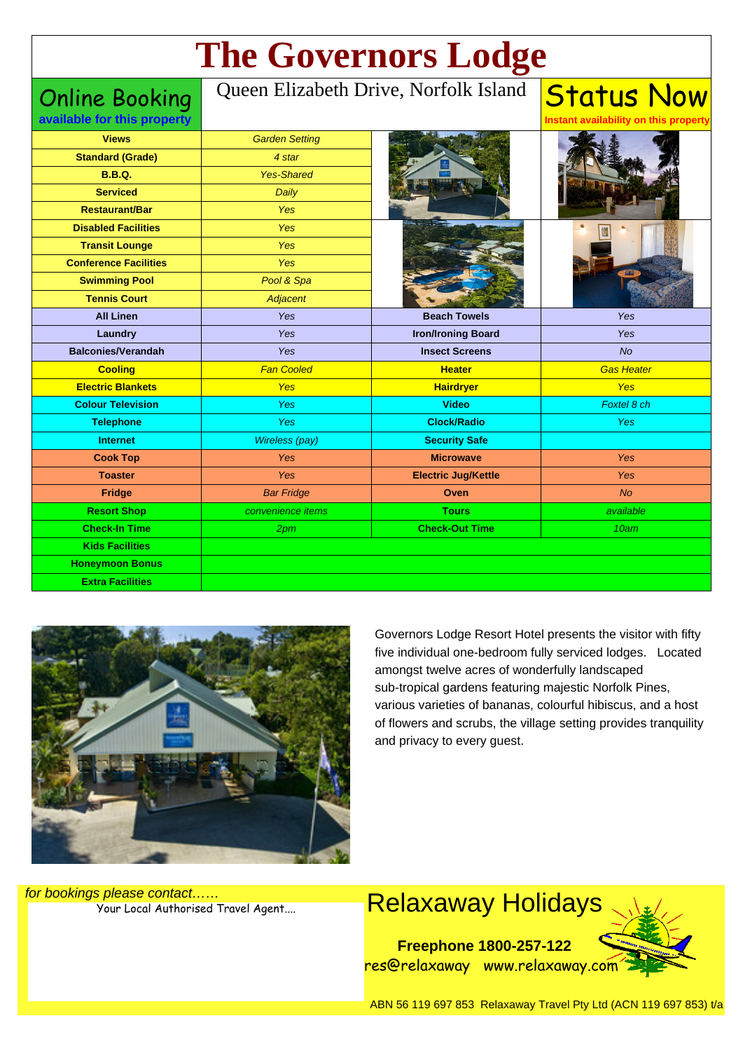# The Governors Lodge

**Online Booking**
available for this property

Queen Elizabeth Drive, Norfolk Island

**Status Now**
Instant availability on this property

| Feature | Detail | Feature | Detail |
|---|---|---|---|
| **Views** | *Garden Setting* | | |
| **Standard (Grade)** | *4 star* | | |
| **B.B.Q.** | *Yes-Shared* | | |
| **Serviced** | *Daily* | | |
| **Restaurant/Bar** | *Yes* | | |
| **Disabled Facilities** | *Yes* | | |
| **Transit Lounge** | *Yes* | | |
| **Conference Facilities** | *Yes* | | |
| **Swimming Pool** | *Pool & Spa* | | |
| **Tennis Court** | *Adjacent* | | |
| **All Linen** | *Yes* | **Beach Towels** | *Yes* |
| **Laundry** | *Yes* | **Iron/Ironing Board** | *Yes* |
| **Balconies/Verandah** | *Yes* | **Insect Screens** | *No* |
| **Cooling** | *Fan Cooled* | **Heater** | *Gas Heater* |
| **Electric Blankets** | *Yes* | **Hairdryer** | *Yes* |
| **Colour Television** | *Yes* | **Video** | *Foxtel 8 ch* |
| **Telephone** | *Yes* | **Clock/Radio** | *Yes* |
| **Internet** | *Wireless (pay)* | **Security Safe** | |
| **Cook Top** | *Yes* | **Microwave** | *Yes* |
| **Toaster** | *Yes* | **Electric Jug/Kettle** | *Yes* |
| **Fridge** | *Bar Fridge* | **Oven** | *No* |
| **Resort Shop** | *convenience items* | **Tours** | *available* |
| **Check-In Time** | *2pm* | **Check-Out Time** | *10am* |
| **Kids Facilities** | | | |
| **Honeymoon Bonus** | | | |
| **Extra Facilities** | | | |

Governors Lodge Resort Hotel presents the visitor with fifty five individual one-bedroom fully serviced lodges. Located amongst twelve acres of wonderfully landscaped sub-tropical gardens featuring majestic Norfolk Pines, various varieties of bananas, colourful hibiscus, and a host of flowers and scrubs, the village setting provides tranquility and privacy to every guest.

*for bookings please contact……*
Your Local Authorised Travel Agent....

## Relaxaway Holidays

**Freephone 1800-257-122**
res@relaxaway www.relaxaway.com

ABN 56 119 697 853 Relaxaway Travel Pty Ltd (ACN 119 697 853) t/a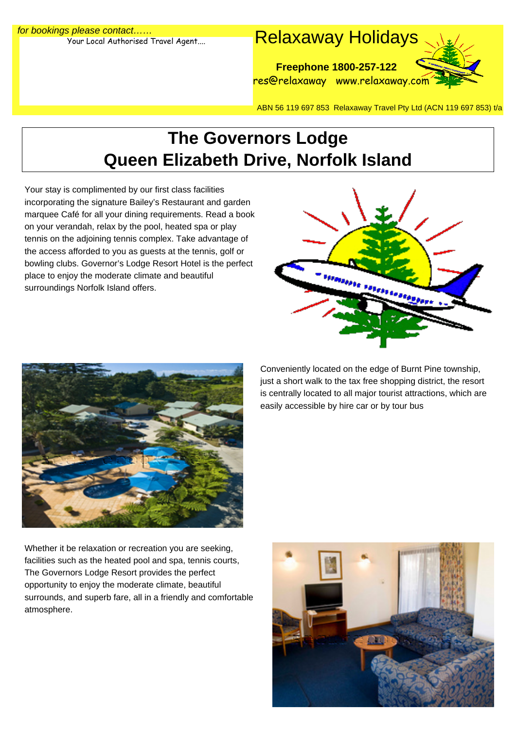*for bookings please contact……*

Your Local Authorised Travel Agent….

Relaxaway Holidays

**Freephone 1800-257-122**

res@relaxaway www.relaxaway.com

ABN 56 119 697 853 Relaxaway Travel Pty Ltd (ACN 119 697 853) t/a

# The Governors Lodge
# Queen Elizabeth Drive, Norfolk Island

Your stay is complimented by our first class facilities incorporating the signature Bailey's Restaurant and garden marquee Café for all your dining requirements. Read a book on your verandah, relax by the pool, heated spa or play tennis on the adjoining tennis complex. Take advantage of the access afforded to you as guests at the tennis, golf or bowling clubs. Governor's Lodge Resort Hotel is the perfect place to enjoy the moderate climate and beautiful surroundings Norfolk Island offers.

Conveniently located on the edge of Burnt Pine township, just a short walk to the tax free shopping district, the resort is centrally located to all major tourist attractions, which are easily accessible by hire car or by tour bus

Whether it be relaxation or recreation you are seeking, facilities such as the heated pool and spa, tennis courts, The Governors Lodge Resort provides the perfect opportunity to enjoy the moderate climate, beautiful surrounds, and superb fare, all in a friendly and comfortable atmosphere.